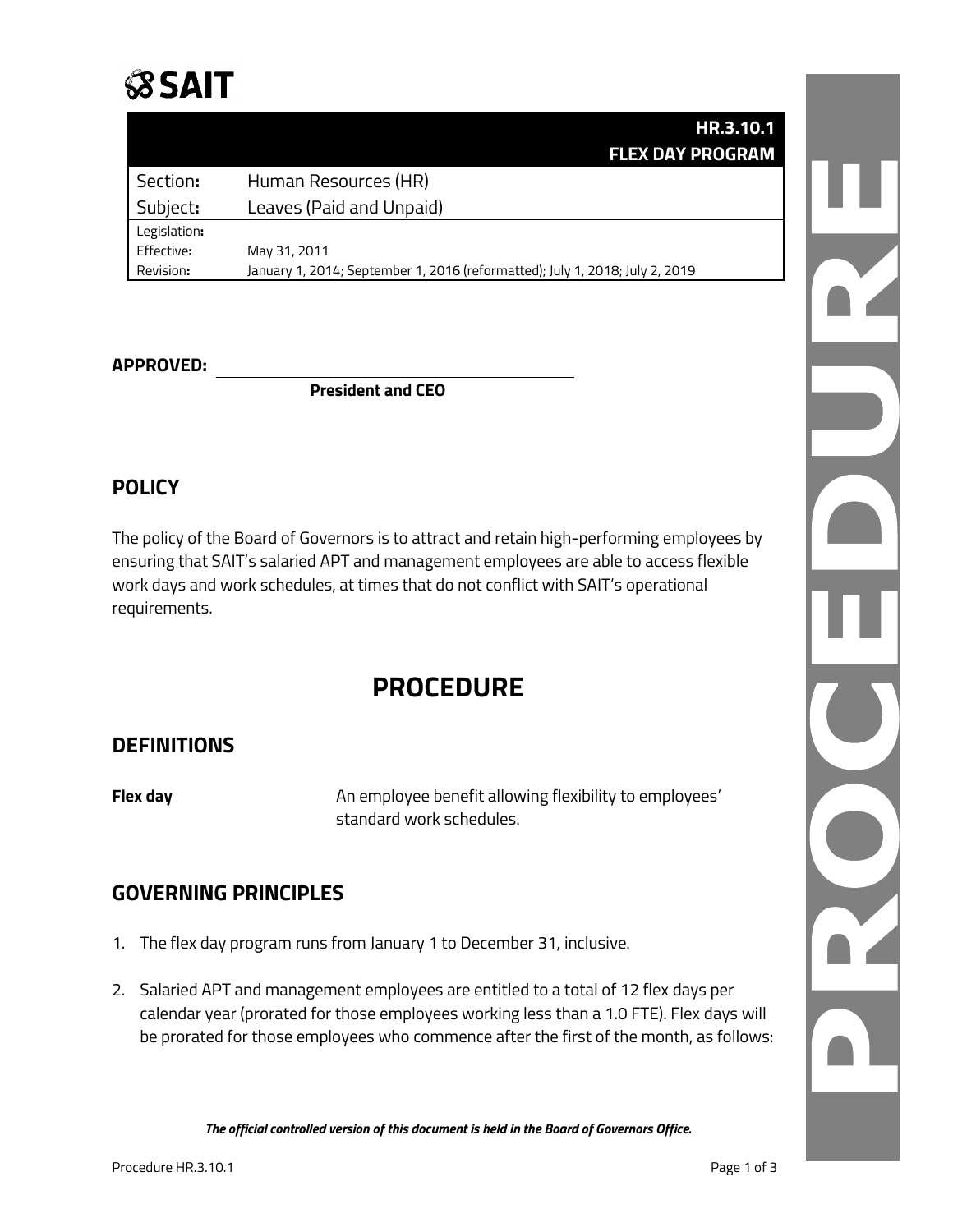SAIT

| | HR.3.10.1<br>FLEX DAY PROGRAM |
|---|---|
| Section: | Human Resources (HR) |
| Subject: | Leaves (Paid and Unpaid) |
| Legislation: | |
| Effective: | May 31, 2011 |
| Revision: | January 1, 2014; September 1, 2016 (reformatted); July 1, 2018; July 2, 2019 |

**APPROVED:** ______________________________

**President and CEO**

## POLICY

The policy of the Board of Governors is to attract and retain high-performing employees by ensuring that SAIT's salaried APT and management employees are able to access flexible work days and work schedules, at times that do not conflict with SAIT's operational requirements.

# PROCEDURE

## DEFINITIONS

| | |
|---|---|
| **Flex day** | An employee benefit allowing flexibility to employees' standard work schedules. |

## GOVERNING PRINCIPLES

1. The flex day program runs from January 1 to December 31, inclusive.
2. Salaried APT and management employees are entitled to a total of 12 flex days per calendar year (prorated for those employees working less than a 1.0 FTE). Flex days will be prorated for those employees who commence after the first of the month, as follows:

*The official controlled version of this document is held in the Board of Governors Office.*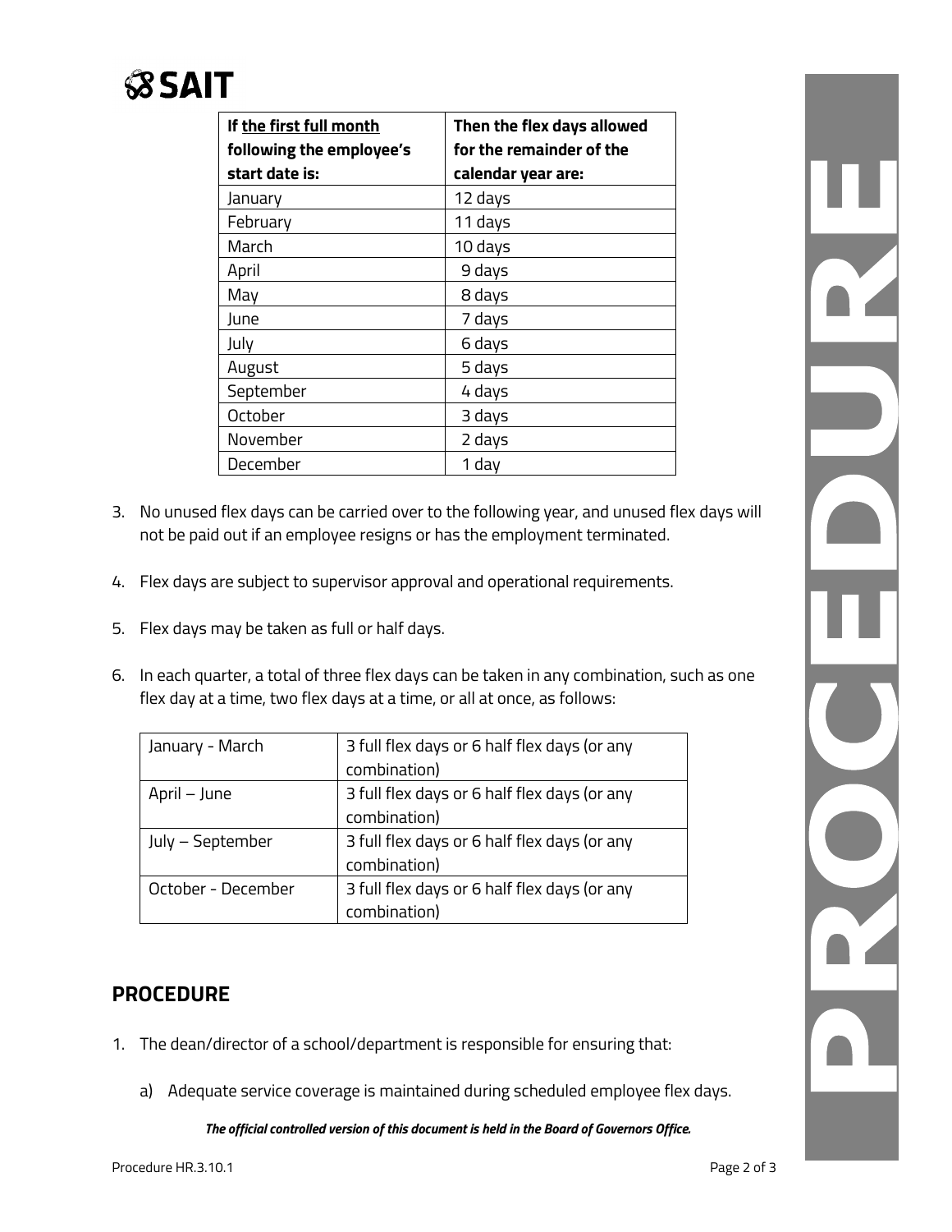| If the first full month following the employee's start date is: | Then the flex days allowed for the remainder of the calendar year are: |
|---|---|
| January | 12 days |
| February | 11 days |
| March | 10 days |
| April | 9 days |
| May | 8 days |
| June | 7 days |
| July | 6 days |
| August | 5 days |
| September | 4 days |
| October | 3 days |
| November | 2 days |
| December | 1 day |

3. No unused flex days can be carried over to the following year, and unused flex days will not be paid out if an employee resigns or has the employment terminated.

4. Flex days are subject to supervisor approval and operational requirements.

5. Flex days may be taken as full or half days.

6. In each quarter, a total of three flex days can be taken in any combination, such as one flex day at a time, two flex days at a time, or all at once, as follows:

| January - March | 3 full flex days or 6 half flex days (or any combination) |
|---|---|
| April – June | 3 full flex days or 6 half flex days (or any combination) |
| July – September | 3 full flex days or 6 half flex days (or any combination) |
| October - December | 3 full flex days or 6 half flex days (or any combination) |

## PROCEDURE

1. The dean/director of a school/department is responsible for ensuring that:

   a) Adequate service coverage is maintained during scheduled employee flex days.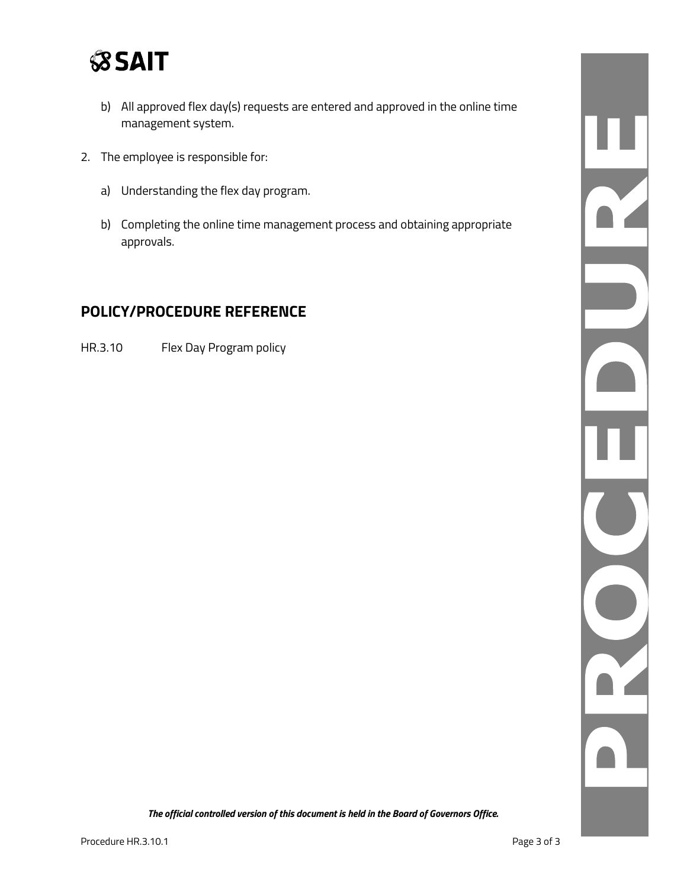b) All approved flex day(s) requests are entered and approved in the online time management system.

2. The employee is responsible for:

    a) Understanding the flex day program.

    b) Completing the online time management process and obtaining appropriate approvals.

## POLICY/PROCEDURE REFERENCE

HR.3.10 Flex Day Program policy

***The official controlled version of this document is held in the Board of Governors Office.***